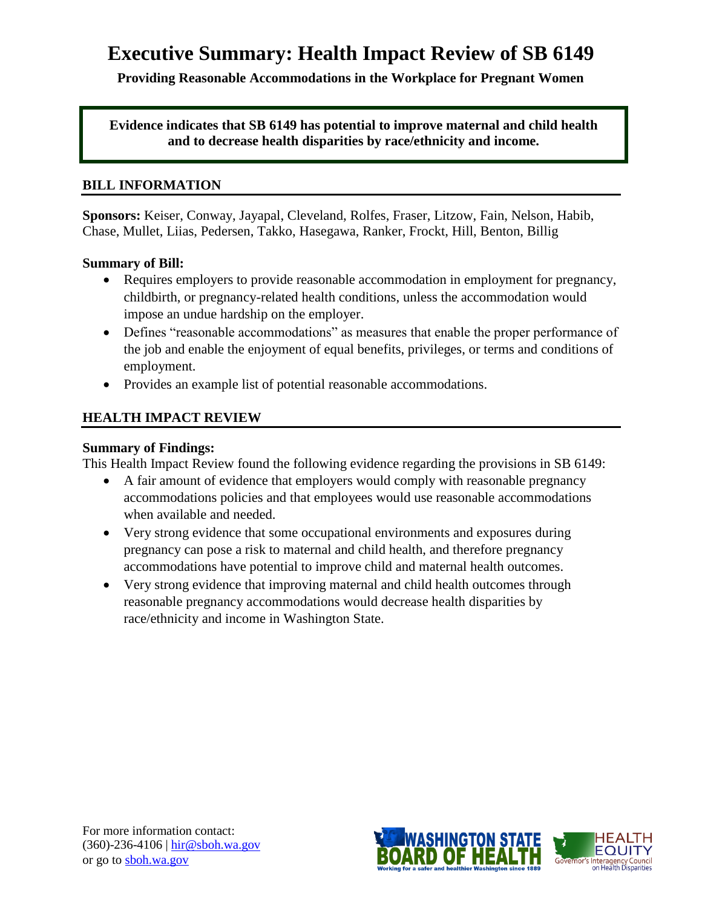# Executive Summary: Health Impact Review of SB 6149

**Providing Reasonable Accommodations in the Workplace for Pregnant Women**

**Evidence indicates that SB 6149 has potential to improve maternal and child health and to decrease health disparities by race/ethnicity and income.**

## BILL INFORMATION

**Sponsors:** Keiser, Conway, Jayapal, Cleveland, Rolfes, Fraser, Litzow, Fain, Nelson, Habib, Chase, Mullet, Liias, Pedersen, Takko, Hasegawa, Ranker, Frockt, Hill, Benton, Billig

**Summary of Bill:**

- Requires employers to provide reasonable accommodation in employment for pregnancy, childbirth, or pregnancy-related health conditions, unless the accommodation would impose an undue hardship on the employer.
- Defines "reasonable accommodations" as measures that enable the proper performance of the job and enable the enjoyment of equal benefits, privileges, or terms and conditions of employment.
- Provides an example list of potential reasonable accommodations.

## HEALTH IMPACT REVIEW

**Summary of Findings:**

This Health Impact Review found the following evidence regarding the provisions in SB 6149:

- A fair amount of evidence that employers would comply with reasonable pregnancy accommodations policies and that employees would use reasonable accommodations when available and needed.
- Very strong evidence that some occupational environments and exposures during pregnancy can pose a risk to maternal and child health, and therefore pregnancy accommodations have potential to improve child and maternal health outcomes.
- Very strong evidence that improving maternal and child health outcomes through reasonable pregnancy accommodations would decrease health disparities by race/ethnicity and income in Washington State.

For more information contact:
(360)-236-4106 | hir@sboh.wa.gov
or go to sboh.wa.gov

WASHINGTON STATE BOARD OF HEALTH — Working for a safer and healthier Washington since 1889

HEALTH EQUITY — Governor's Interagency Council on Health Disparities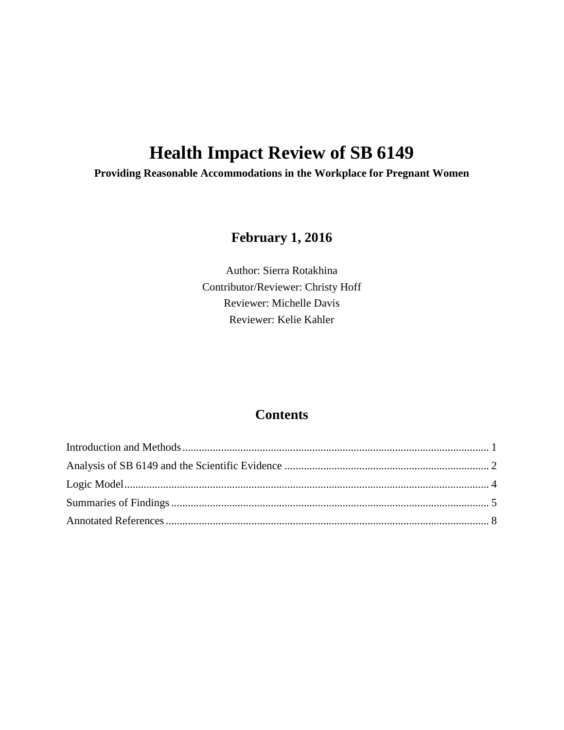# Health Impact Review of SB 6149

**Providing Reasonable Accommodations in the Workplace for Pregnant Women**

## February 1, 2016

Author: Sierra Rotakhina
Contributor/Reviewer: Christy Hoff
Reviewer: Michelle Davis
Reviewer: Kelie Kahler

## Contents

Introduction and Methods .... 1
Analysis of SB 6149 and the Scientific Evidence .... 2
Logic Model .... 4
Summaries of Findings .... 5
Annotated References .... 8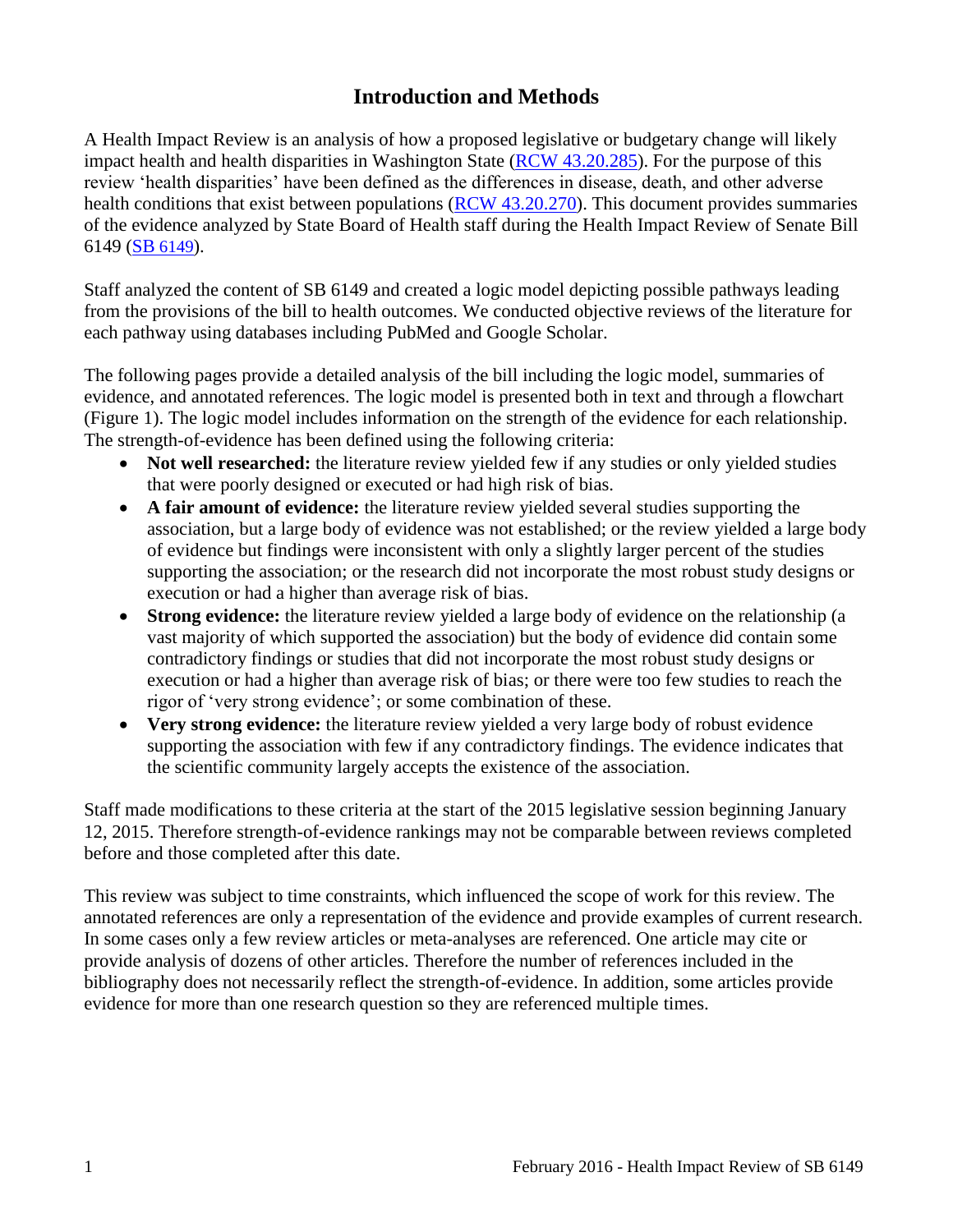# Introduction and Methods

A Health Impact Review is an analysis of how a proposed legislative or budgetary change will likely impact health and health disparities in Washington State (RCW 43.20.285). For the purpose of this review 'health disparities' have been defined as the differences in disease, death, and other adverse health conditions that exist between populations (RCW 43.20.270). This document provides summaries of the evidence analyzed by State Board of Health staff during the Health Impact Review of Senate Bill 6149 (SB 6149).

Staff analyzed the content of SB 6149 and created a logic model depicting possible pathways leading from the provisions of the bill to health outcomes. We conducted objective reviews of the literature for each pathway using databases including PubMed and Google Scholar.

The following pages provide a detailed analysis of the bill including the logic model, summaries of evidence, and annotated references. The logic model is presented both in text and through a flowchart (Figure 1). The logic model includes information on the strength of the evidence for each relationship. The strength-of-evidence has been defined using the following criteria:

- **Not well researched:** the literature review yielded few if any studies or only yielded studies that were poorly designed or executed or had high risk of bias.
- **A fair amount of evidence:** the literature review yielded several studies supporting the association, but a large body of evidence was not established; or the review yielded a large body of evidence but findings were inconsistent with only a slightly larger percent of the studies supporting the association; or the research did not incorporate the most robust study designs or execution or had a higher than average risk of bias.
- **Strong evidence:** the literature review yielded a large body of evidence on the relationship (a vast majority of which supported the association) but the body of evidence did contain some contradictory findings or studies that did not incorporate the most robust study designs or execution or had a higher than average risk of bias; or there were too few studies to reach the rigor of 'very strong evidence'; or some combination of these.
- **Very strong evidence:** the literature review yielded a very large body of robust evidence supporting the association with few if any contradictory findings. The evidence indicates that the scientific community largely accepts the existence of the association.

Staff made modifications to these criteria at the start of the 2015 legislative session beginning January 12, 2015. Therefore strength-of-evidence rankings may not be comparable between reviews completed before and those completed after this date.

This review was subject to time constraints, which influenced the scope of work for this review. The annotated references are only a representation of the evidence and provide examples of current research. In some cases only a few review articles or meta-analyses are referenced. One article may cite or provide analysis of dozens of other articles. Therefore the number of references included in the bibliography does not necessarily reflect the strength-of-evidence. In addition, some articles provide evidence for more than one research question so they are referenced multiple times.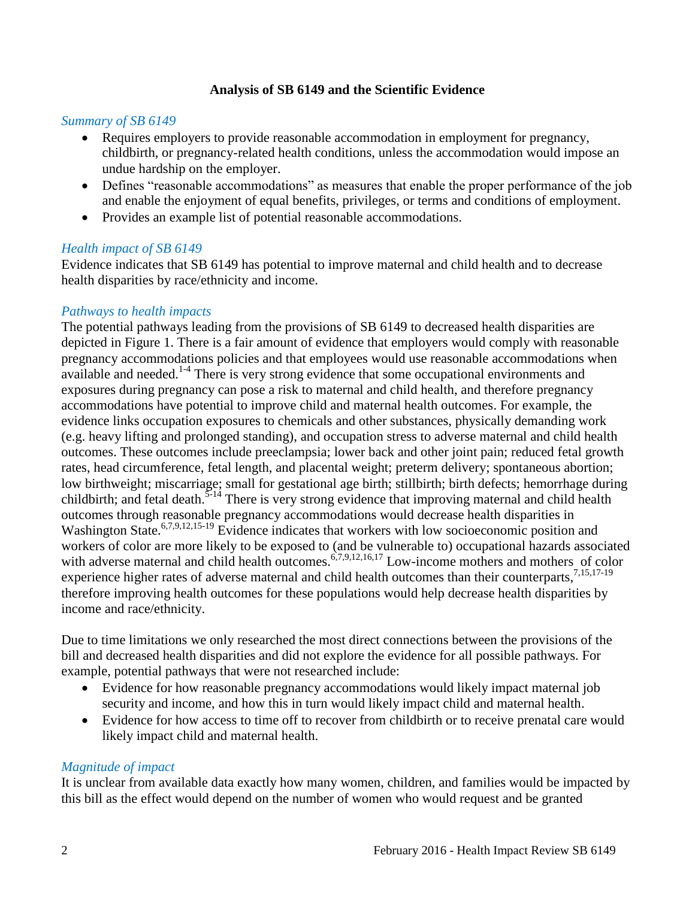**Analysis of SB 6149 and the Scientific Evidence**

*Summary of SB 6149*

- Requires employers to provide reasonable accommodation in employment for pregnancy, childbirth, or pregnancy-related health conditions, unless the accommodation would impose an undue hardship on the employer.
- Defines "reasonable accommodations" as measures that enable the proper performance of the job and enable the enjoyment of equal benefits, privileges, or terms and conditions of employment.
- Provides an example list of potential reasonable accommodations.

*Health impact of SB 6149*

Evidence indicates that SB 6149 has potential to improve maternal and child health and to decrease health disparities by race/ethnicity and income.

*Pathways to health impacts*

The potential pathways leading from the provisions of SB 6149 to decreased health disparities are depicted in Figure 1. There is a fair amount of evidence that employers would comply with reasonable pregnancy accommodations policies and that employees would use reasonable accommodations when available and needed.[1-4] There is very strong evidence that some occupational environments and exposures during pregnancy can pose a risk to maternal and child health, and therefore pregnancy accommodations have potential to improve child and maternal health outcomes. For example, the evidence links occupation exposures to chemicals and other substances, physically demanding work (e.g. heavy lifting and prolonged standing), and occupation stress to adverse maternal and child health outcomes. These outcomes include preeclampsia; lower back and other joint pain; reduced fetal growth rates, head circumference, fetal length, and placental weight; preterm delivery; spontaneous abortion; low birthweight; miscarriage; small for gestational age birth; stillbirth; birth defects; hemorrhage during childbirth; and fetal death.[5-14] There is very strong evidence that improving maternal and child health outcomes through reasonable pregnancy accommodations would decrease health disparities in Washington State.[6,7,9,12,15-19] Evidence indicates that workers with low socioeconomic position and workers of color are more likely to be exposed to (and be vulnerable to) occupational hazards associated with adverse maternal and child health outcomes.[6,7,9,12,16,17] Low-income mothers and mothers of color experience higher rates of adverse maternal and child health outcomes than their counterparts,[7,15,17-19] therefore improving health outcomes for these populations would help decrease health disparities by income and race/ethnicity.

Due to time limitations we only researched the most direct connections between the provisions of the bill and decreased health disparities and did not explore the evidence for all possible pathways. For example, potential pathways that were not researched include:

- Evidence for how reasonable pregnancy accommodations would likely impact maternal job security and income, and how this in turn would likely impact child and maternal health.
- Evidence for how access to time off to recover from childbirth or to receive prenatal care would likely impact child and maternal health.

*Magnitude of impact*

It is unclear from available data exactly how many women, children, and families would be impacted by this bill as the effect would depend on the number of women who would request and be granted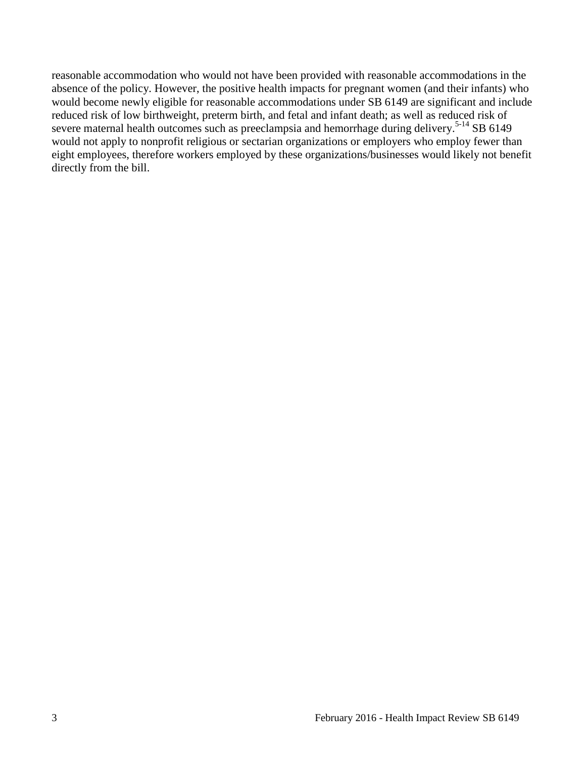reasonable accommodation who would not have been provided with reasonable accommodations in the absence of the policy. However, the positive health impacts for pregnant women (and their infants) who would become newly eligible for reasonable accommodations under SB 6149 are significant and include reduced risk of low birthweight, preterm birth, and fetal and infant death; as well as reduced risk of severe maternal health outcomes such as preeclampsia and hemorrhage during delivery.[5-14] SB 6149 would not apply to nonprofit religious or sectarian organizations or employers who employ fewer than eight employees, therefore workers employed by these organizations/businesses would likely not benefit directly from the bill.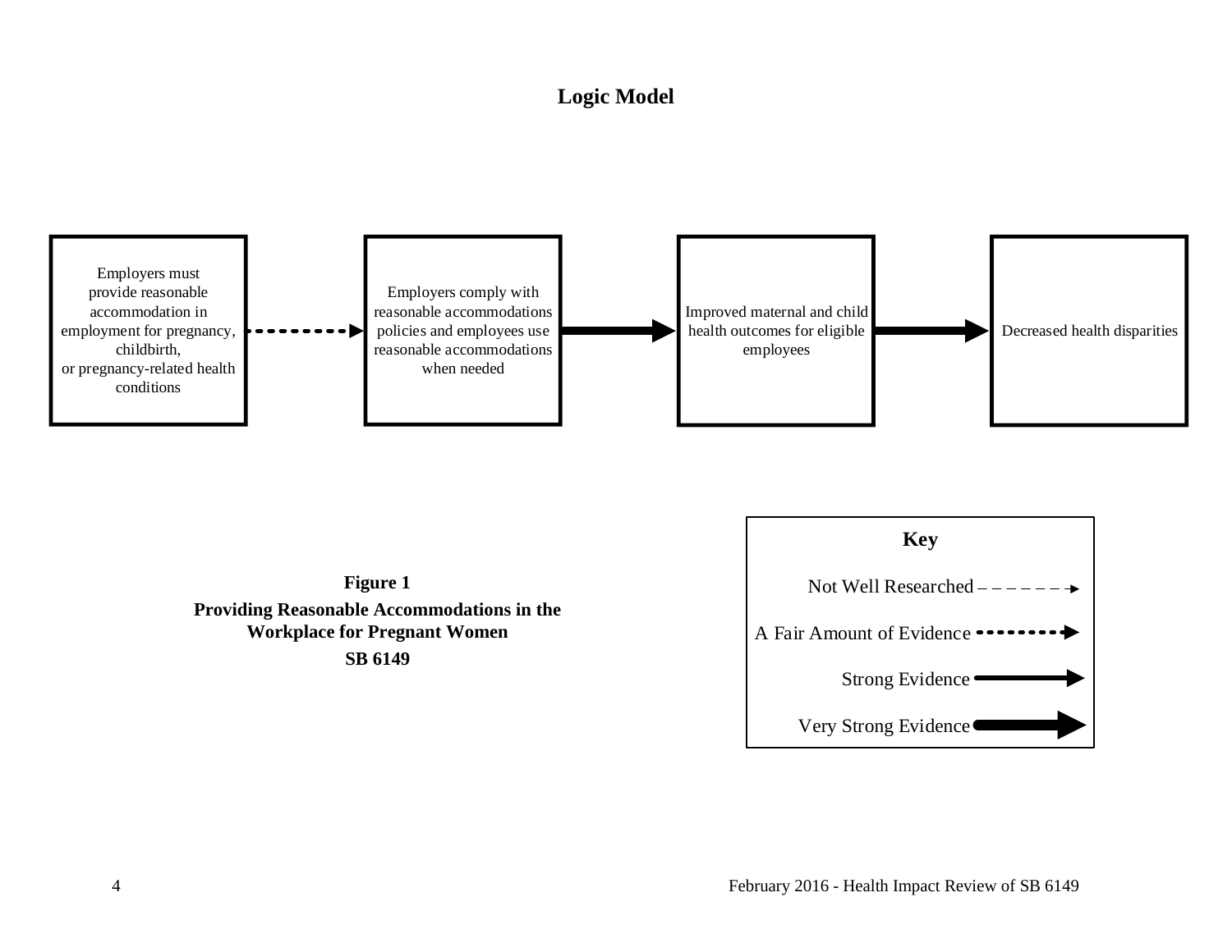## Logic Model

Employers must provide reasonable accommodation in employment for pregnancy, childbirth, or pregnancy-related health conditions → (A Fair Amount of Evidence) → Employers comply with reasonable accommodations policies and employees use reasonable accommodations when needed → (Strong Evidence) → Improved maternal and child health outcomes for eligible employees → (Strong Evidence) → Decreased health disparities

**Key**

- Not Well Researched
- A Fair Amount of Evidence
- Strong Evidence
- Very Strong Evidence

**Figure 1**

**Providing Reasonable Accommodations in the Workplace for Pregnant Women**

**SB 6149**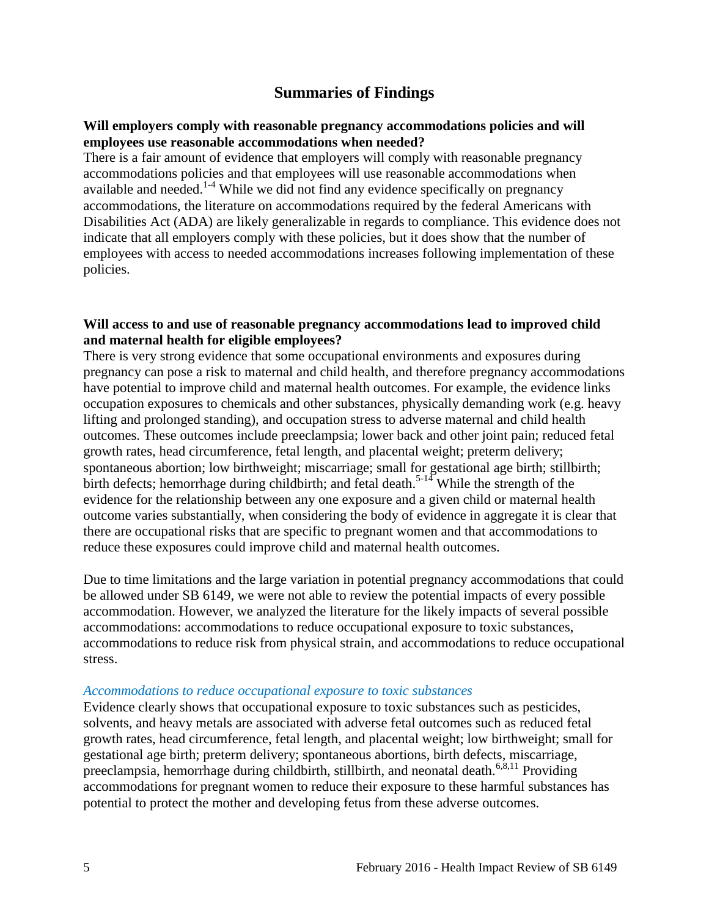## Summaries of Findings

**Will employers comply with reasonable pregnancy accommodations policies and will employees use reasonable accommodations when needed?**

There is a fair amount of evidence that employers will comply with reasonable pregnancy accommodations policies and that employees will use reasonable accommodations when available and needed.[1-4] While we did not find any evidence specifically on pregnancy accommodations, the literature on accommodations required by the federal Americans with Disabilities Act (ADA) are likely generalizable in regards to compliance. This evidence does not indicate that all employers comply with these policies, but it does show that the number of employees with access to needed accommodations increases following implementation of these policies.

**Will access to and use of reasonable pregnancy accommodations lead to improved child and maternal health for eligible employees?**

There is very strong evidence that some occupational environments and exposures during pregnancy can pose a risk to maternal and child health, and therefore pregnancy accommodations have potential to improve child and maternal health outcomes. For example, the evidence links occupation exposures to chemicals and other substances, physically demanding work (e.g. heavy lifting and prolonged standing), and occupation stress to adverse maternal and child health outcomes. These outcomes include preeclampsia; lower back and other joint pain; reduced fetal growth rates, head circumference, fetal length, and placental weight; preterm delivery; spontaneous abortion; low birthweight; miscarriage; small for gestational age birth; stillbirth; birth defects; hemorrhage during childbirth; and fetal death.[5-14] While the strength of the evidence for the relationship between any one exposure and a given child or maternal health outcome varies substantially, when considering the body of evidence in aggregate it is clear that there are occupational risks that are specific to pregnant women and that accommodations to reduce these exposures could improve child and maternal health outcomes.

Due to time limitations and the large variation in potential pregnancy accommodations that could be allowed under SB 6149, we were not able to review the potential impacts of every possible accommodation. However, we analyzed the literature for the likely impacts of several possible accommodations: accommodations to reduce occupational exposure to toxic substances, accommodations to reduce risk from physical strain, and accommodations to reduce occupational stress.

### *Accommodations to reduce occupational exposure to toxic substances*

Evidence clearly shows that occupational exposure to toxic substances such as pesticides, solvents, and heavy metals are associated with adverse fetal outcomes such as reduced fetal growth rates, head circumference, fetal length, and placental weight; low birthweight; small for gestational age birth; preterm delivery; spontaneous abortions, birth defects, miscarriage, preeclampsia, hemorrhage during childbirth, stillbirth, and neonatal death.[6,8,11] Providing accommodations for pregnant women to reduce their exposure to these harmful substances has potential to protect the mother and developing fetus from these adverse outcomes.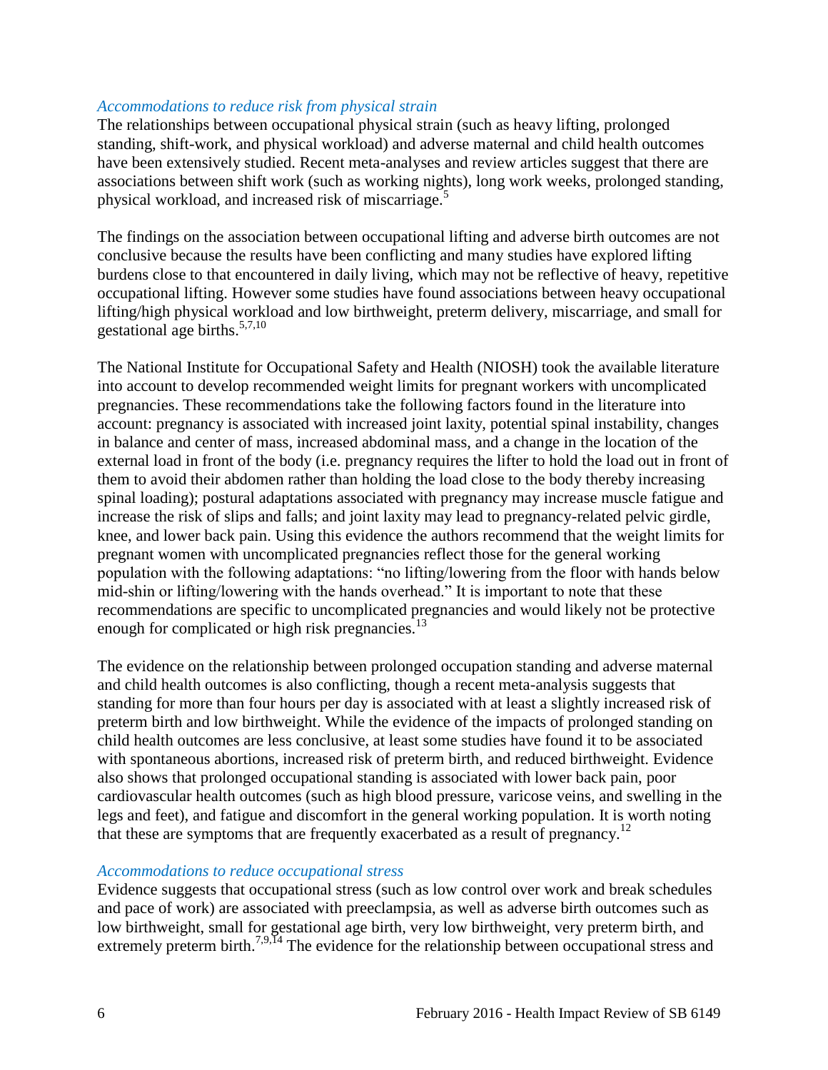*Accommodations to reduce risk from physical strain*

The relationships between occupational physical strain (such as heavy lifting, prolonged standing, shift-work, and physical workload) and adverse maternal and child health outcomes have been extensively studied. Recent meta-analyses and review articles suggest that there are associations between shift work (such as working nights), long work weeks, prolonged standing, physical workload, and increased risk of miscarriage.[5]

The findings on the association between occupational lifting and adverse birth outcomes are not conclusive because the results have been conflicting and many studies have explored lifting burdens close to that encountered in daily living, which may not be reflective of heavy, repetitive occupational lifting. However some studies have found associations between heavy occupational lifting/high physical workload and low birthweight, preterm delivery, miscarriage, and small for gestational age births.[5,7,10]

The National Institute for Occupational Safety and Health (NIOSH) took the available literature into account to develop recommended weight limits for pregnant workers with uncomplicated pregnancies. These recommendations take the following factors found in the literature into account: pregnancy is associated with increased joint laxity, potential spinal instability, changes in balance and center of mass, increased abdominal mass, and a change in the location of the external load in front of the body (i.e. pregnancy requires the lifter to hold the load out in front of them to avoid their abdomen rather than holding the load close to the body thereby increasing spinal loading); postural adaptations associated with pregnancy may increase muscle fatigue and increase the risk of slips and falls; and joint laxity may lead to pregnancy-related pelvic girdle, knee, and lower back pain. Using this evidence the authors recommend that the weight limits for pregnant women with uncomplicated pregnancies reflect those for the general working population with the following adaptations: "no lifting/lowering from the floor with hands below mid-shin or lifting/lowering with the hands overhead." It is important to note that these recommendations are specific to uncomplicated pregnancies and would likely not be protective enough for complicated or high risk pregnancies.[13]

The evidence on the relationship between prolonged occupation standing and adverse maternal and child health outcomes is also conflicting, though a recent meta-analysis suggests that standing for more than four hours per day is associated with at least a slightly increased risk of preterm birth and low birthweight. While the evidence of the impacts of prolonged standing on child health outcomes are less conclusive, at least some studies have found it to be associated with spontaneous abortions, increased risk of preterm birth, and reduced birthweight. Evidence also shows that prolonged occupational standing is associated with lower back pain, poor cardiovascular health outcomes (such as high blood pressure, varicose veins, and swelling in the legs and feet), and fatigue and discomfort in the general working population. It is worth noting that these are symptoms that are frequently exacerbated as a result of pregnancy.[12]

*Accommodations to reduce occupational stress*

Evidence suggests that occupational stress (such as low control over work and break schedules and pace of work) are associated with preeclampsia, as well as adverse birth outcomes such as low birthweight, small for gestational age birth, very low birthweight, very preterm birth, and extremely preterm birth.[7,9,14] The evidence for the relationship between occupational stress and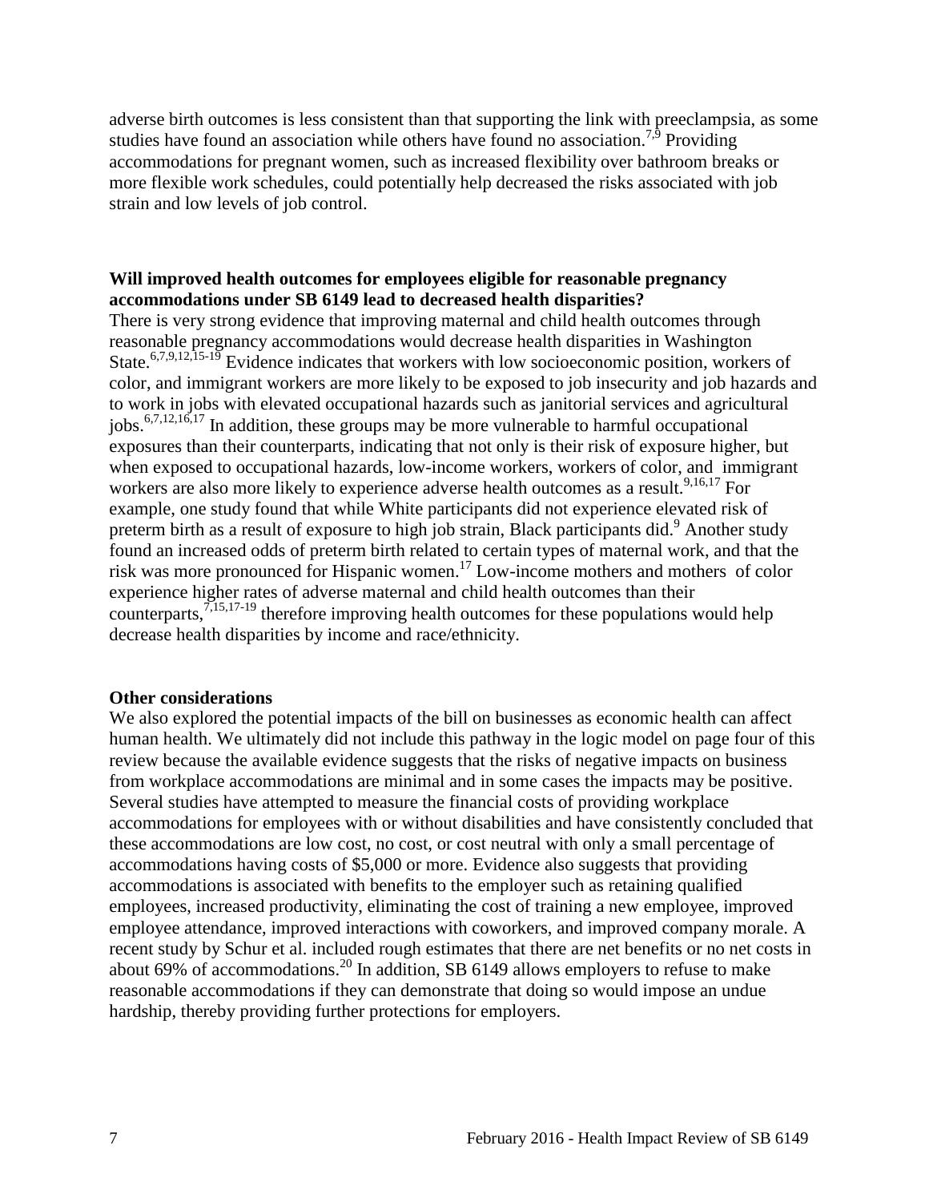adverse birth outcomes is less consistent than that supporting the link with preeclampsia, as some studies have found an association while others have found no association.[7,9] Providing accommodations for pregnant women, such as increased flexibility over bathroom breaks or more flexible work schedules, could potentially help decreased the risks associated with job strain and low levels of job control.

**Will improved health outcomes for employees eligible for reasonable pregnancy accommodations under SB 6149 lead to decreased health disparities?**

There is very strong evidence that improving maternal and child health outcomes through reasonable pregnancy accommodations would decrease health disparities in Washington State.[6,7,9,12,15-19] Evidence indicates that workers with low socioeconomic position, workers of color, and immigrant workers are more likely to be exposed to job insecurity and job hazards and to work in jobs with elevated occupational hazards such as janitorial services and agricultural jobs.[6,7,12,16,17] In addition, these groups may be more vulnerable to harmful occupational exposures than their counterparts, indicating that not only is their risk of exposure higher, but when exposed to occupational hazards, low-income workers, workers of color, and immigrant workers are also more likely to experience adverse health outcomes as a result.[9,16,17] For example, one study found that while White participants did not experience elevated risk of preterm birth as a result of exposure to high job strain, Black participants did.[9] Another study found an increased odds of preterm birth related to certain types of maternal work, and that the risk was more pronounced for Hispanic women.[17] Low-income mothers and mothers of color experience higher rates of adverse maternal and child health outcomes than their counterparts,[7,15,17-19] therefore improving health outcomes for these populations would help decrease health disparities by income and race/ethnicity.

**Other considerations**

We also explored the potential impacts of the bill on businesses as economic health can affect human health. We ultimately did not include this pathway in the logic model on page four of this review because the available evidence suggests that the risks of negative impacts on business from workplace accommodations are minimal and in some cases the impacts may be positive. Several studies have attempted to measure the financial costs of providing workplace accommodations for employees with or without disabilities and have consistently concluded that these accommodations are low cost, no cost, or cost neutral with only a small percentage of accommodations having costs of $5,000 or more. Evidence also suggests that providing accommodations is associated with benefits to the employer such as retaining qualified employees, increased productivity, eliminating the cost of training a new employee, improved employee attendance, improved interactions with coworkers, and improved company morale. A recent study by Schur et al. included rough estimates that there are net benefits or no net costs in about 69% of accommodations.[20] In addition, SB 6149 allows employers to refuse to make reasonable accommodations if they can demonstrate that doing so would impose an undue hardship, thereby providing further protections for employers.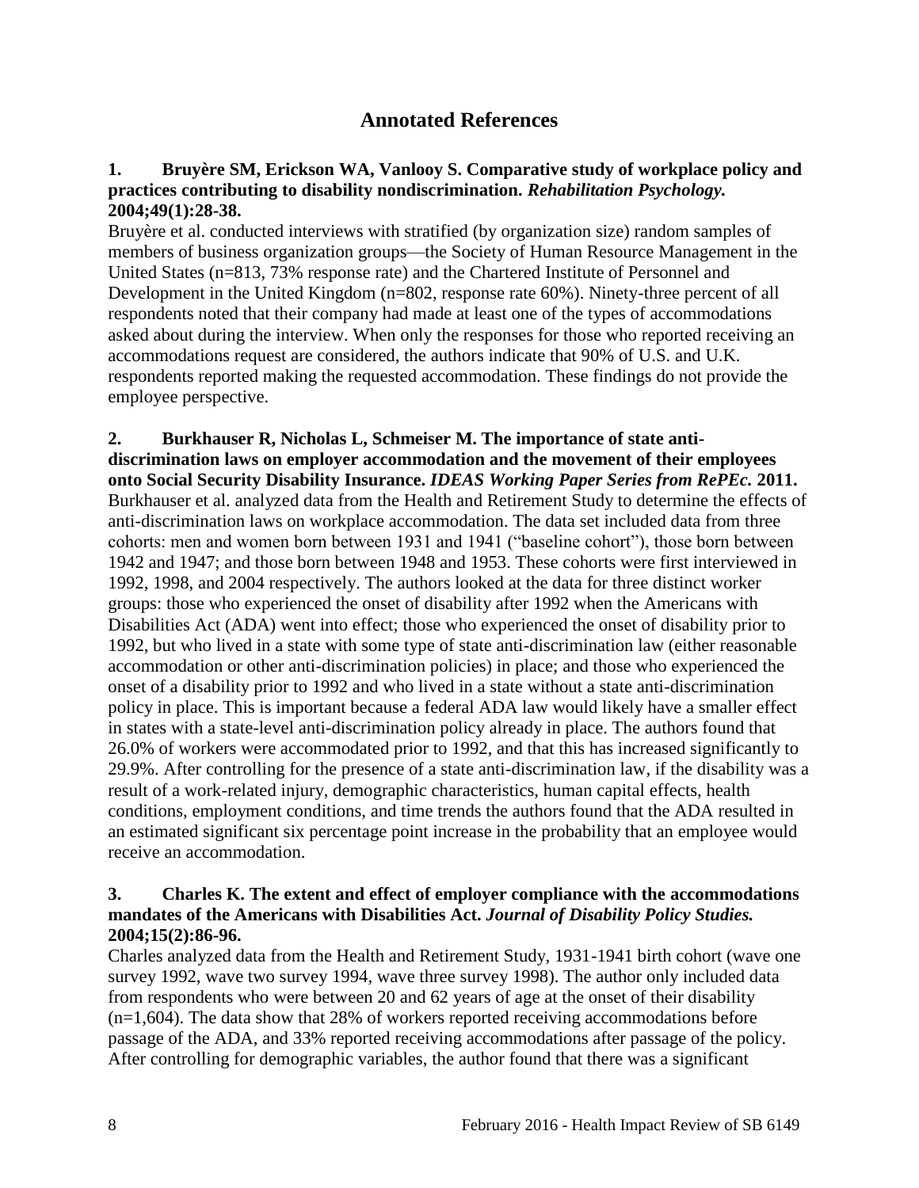## Annotated References

**1. Bruyère SM, Erickson WA, Vanlooy S. Comparative study of workplace policy and practices contributing to disability nondiscrimination. *Rehabilitation Psychology.* 2004;49(1):28-38.**

Bruyère et al. conducted interviews with stratified (by organization size) random samples of members of business organization groups—the Society of Human Resource Management in the United States (n=813, 73% response rate) and the Chartered Institute of Personnel and Development in the United Kingdom (n=802, response rate 60%). Ninety-three percent of all respondents noted that their company had made at least one of the types of accommodations asked about during the interview. When only the responses for those who reported receiving an accommodations request are considered, the authors indicate that 90% of U.S. and U.K. respondents reported making the requested accommodation. These findings do not provide the employee perspective.

**2. Burkhauser R, Nicholas L, Schmeiser M. The importance of state anti-discrimination laws on employer accommodation and the movement of their employees onto Social Security Disability Insurance. *IDEAS Working Paper Series from RePEc.* 2011.**

Burkhauser et al. analyzed data from the Health and Retirement Study to determine the effects of anti-discrimination laws on workplace accommodation. The data set included data from three cohorts: men and women born between 1931 and 1941 ("baseline cohort"), those born between 1942 and 1947; and those born between 1948 and 1953. These cohorts were first interviewed in 1992, 1998, and 2004 respectively. The authors looked at the data for three distinct worker groups: those who experienced the onset of disability after 1992 when the Americans with Disabilities Act (ADA) went into effect; those who experienced the onset of disability prior to 1992, but who lived in a state with some type of state anti-discrimination law (either reasonable accommodation or other anti-discrimination policies) in place; and those who experienced the onset of a disability prior to 1992 and who lived in a state without a state anti-discrimination policy in place. This is important because a federal ADA law would likely have a smaller effect in states with a state-level anti-discrimination policy already in place. The authors found that 26.0% of workers were accommodated prior to 1992, and that this has increased significantly to 29.9%. After controlling for the presence of a state anti-discrimination law, if the disability was a result of a work-related injury, demographic characteristics, human capital effects, health conditions, employment conditions, and time trends the authors found that the ADA resulted in an estimated significant six percentage point increase in the probability that an employee would receive an accommodation.

**3. Charles K. The extent and effect of employer compliance with the accommodations mandates of the Americans with Disabilities Act. *Journal of Disability Policy Studies.* 2004;15(2):86-96.**

Charles analyzed data from the Health and Retirement Study, 1931-1941 birth cohort (wave one survey 1992, wave two survey 1994, wave three survey 1998). The author only included data from respondents who were between 20 and 62 years of age at the onset of their disability (n=1,604). The data show that 28% of workers reported receiving accommodations before passage of the ADA, and 33% reported receiving accommodations after passage of the policy. After controlling for demographic variables, the author found that there was a significant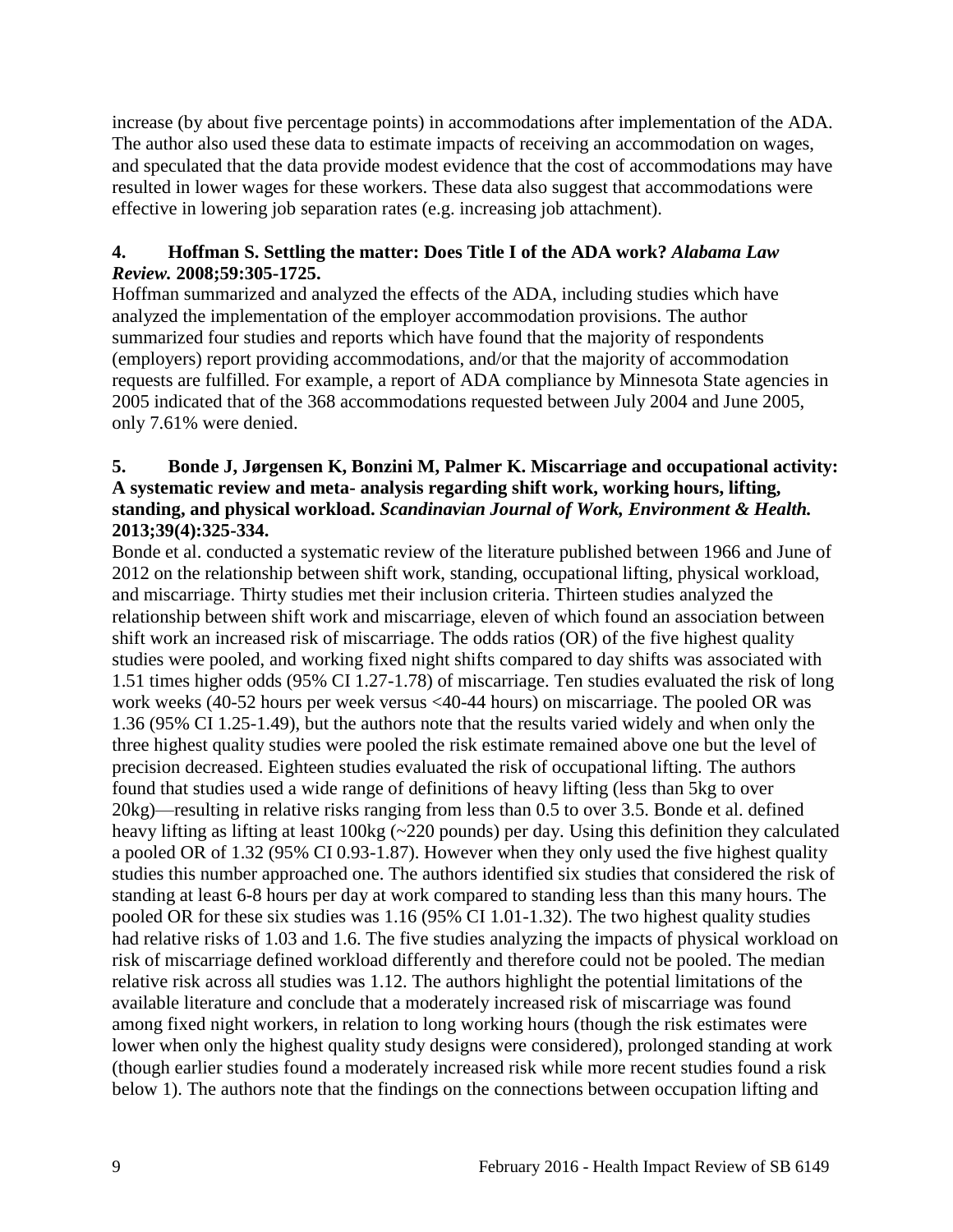increase (by about five percentage points) in accommodations after implementation of the ADA. The author also used these data to estimate impacts of receiving an accommodation on wages, and speculated that the data provide modest evidence that the cost of accommodations may have resulted in lower wages for these workers. These data also suggest that accommodations were effective in lowering job separation rates (e.g. increasing job attachment).

**4. Hoffman S. Settling the matter: Does Title I of the ADA work? *Alabama Law Review.* 2008;59:305-1725.**

Hoffman summarized and analyzed the effects of the ADA, including studies which have analyzed the implementation of the employer accommodation provisions. The author summarized four studies and reports which have found that the majority of respondents (employers) report providing accommodations, and/or that the majority of accommodation requests are fulfilled. For example, a report of ADA compliance by Minnesota State agencies in 2005 indicated that of the 368 accommodations requested between July 2004 and June 2005, only 7.61% were denied.

**5. Bonde J, Jørgensen K, Bonzini M, Palmer K. Miscarriage and occupational activity: A systematic review and meta- analysis regarding shift work, working hours, lifting, standing, and physical workload. *Scandinavian Journal of Work, Environment & Health.* 2013;39(4):325-334.**

Bonde et al. conducted a systematic review of the literature published between 1966 and June of 2012 on the relationship between shift work, standing, occupational lifting, physical workload, and miscarriage. Thirty studies met their inclusion criteria. Thirteen studies analyzed the relationship between shift work and miscarriage, eleven of which found an association between shift work an increased risk of miscarriage. The odds ratios (OR) of the five highest quality studies were pooled, and working fixed night shifts compared to day shifts was associated with 1.51 times higher odds (95% CI 1.27-1.78) of miscarriage. Ten studies evaluated the risk of long work weeks (40-52 hours per week versus <40-44 hours) on miscarriage. The pooled OR was 1.36 (95% CI 1.25-1.49), but the authors note that the results varied widely and when only the three highest quality studies were pooled the risk estimate remained above one but the level of precision decreased. Eighteen studies evaluated the risk of occupational lifting. The authors found that studies used a wide range of definitions of heavy lifting (less than 5kg to over 20kg)—resulting in relative risks ranging from less than 0.5 to over 3.5. Bonde et al. defined heavy lifting as lifting at least 100kg (~220 pounds) per day. Using this definition they calculated a pooled OR of 1.32 (95% CI 0.93-1.87). However when they only used the five highest quality studies this number approached one. The authors identified six studies that considered the risk of standing at least 6-8 hours per day at work compared to standing less than this many hours. The pooled OR for these six studies was 1.16 (95% CI 1.01-1.32). The two highest quality studies had relative risks of 1.03 and 1.6. The five studies analyzing the impacts of physical workload on risk of miscarriage defined workload differently and therefore could not be pooled. The median relative risk across all studies was 1.12. The authors highlight the potential limitations of the available literature and conclude that a moderately increased risk of miscarriage was found among fixed night workers, in relation to long working hours (though the risk estimates were lower when only the highest quality study designs were considered), prolonged standing at work (though earlier studies found a moderately increased risk while more recent studies found a risk below 1). The authors note that the findings on the connections between occupation lifting and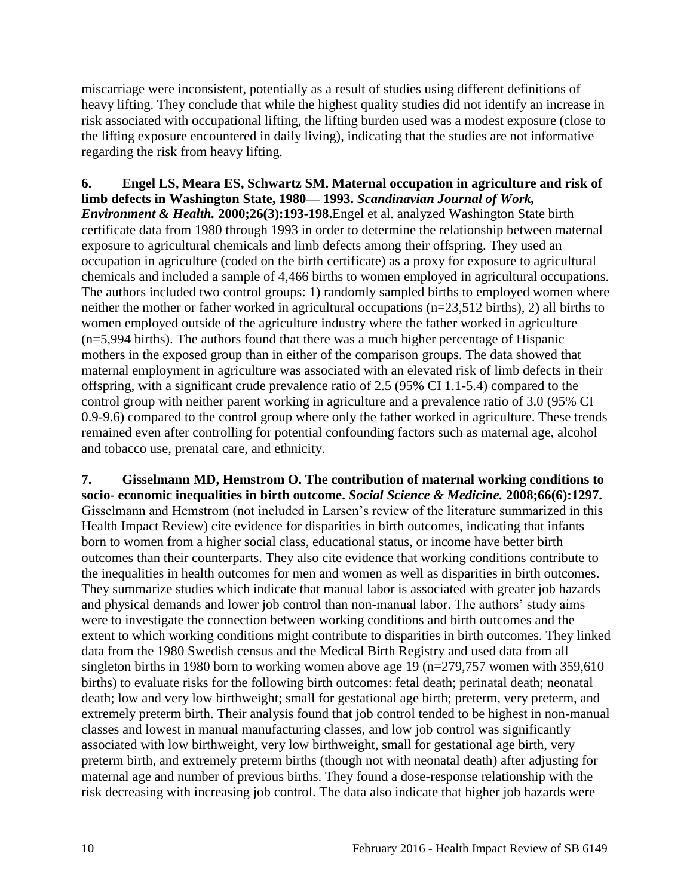miscarriage were inconsistent, potentially as a result of studies using different definitions of heavy lifting. They conclude that while the highest quality studies did not identify an increase in risk associated with occupational lifting, the lifting burden used was a modest exposure (close to the lifting exposure encountered in daily living), indicating that the studies are not informative regarding the risk from heavy lifting.

**6. Engel LS, Meara ES, Schwartz SM. Maternal occupation in agriculture and risk of limb defects in Washington State, 1980— 1993. *Scandinavian Journal of Work, Environment & Health.* 2000;26(3):193-198.**Engel et al. analyzed Washington State birth certificate data from 1980 through 1993 in order to determine the relationship between maternal exposure to agricultural chemicals and limb defects among their offspring. They used an occupation in agriculture (coded on the birth certificate) as a proxy for exposure to agricultural chemicals and included a sample of 4,466 births to women employed in agricultural occupations. The authors included two control groups: 1) randomly sampled births to employed women where neither the mother or father worked in agricultural occupations (n=23,512 births), 2) all births to women employed outside of the agriculture industry where the father worked in agriculture (n=5,994 births). The authors found that there was a much higher percentage of Hispanic mothers in the exposed group than in either of the comparison groups. The data showed that maternal employment in agriculture was associated with an elevated risk of limb defects in their offspring, with a significant crude prevalence ratio of 2.5 (95% CI 1.1-5.4) compared to the control group with neither parent working in agriculture and a prevalence ratio of 3.0 (95% CI 0.9-9.6) compared to the control group where only the father worked in agriculture. These trends remained even after controlling for potential confounding factors such as maternal age, alcohol and tobacco use, prenatal care, and ethnicity.

**7. Gisselmann MD, Hemstrom O. The contribution of maternal working conditions to socio- economic inequalities in birth outcome. *Social Science & Medicine.* 2008;66(6):1297.** Gisselmann and Hemstrom (not included in Larsen's review of the literature summarized in this Health Impact Review) cite evidence for disparities in birth outcomes, indicating that infants born to women from a higher social class, educational status, or income have better birth outcomes than their counterparts. They also cite evidence that working conditions contribute to the inequalities in health outcomes for men and women as well as disparities in birth outcomes. They summarize studies which indicate that manual labor is associated with greater job hazards and physical demands and lower job control than non-manual labor. The authors' study aims were to investigate the connection between working conditions and birth outcomes and the extent to which working conditions might contribute to disparities in birth outcomes. They linked data from the 1980 Swedish census and the Medical Birth Registry and used data from all singleton births in 1980 born to working women above age 19 (n=279,757 women with 359,610 births) to evaluate risks for the following birth outcomes: fetal death; perinatal death; neonatal death; low and very low birthweight; small for gestational age birth; preterm, very preterm, and extremely preterm birth. Their analysis found that job control tended to be highest in non-manual classes and lowest in manual manufacturing classes, and low job control was significantly associated with low birthweight, very low birthweight, small for gestational age birth, very preterm birth, and extremely preterm births (though not with neonatal death) after adjusting for maternal age and number of previous births. They found a dose-response relationship with the risk decreasing with increasing job control. The data also indicate that higher job hazards were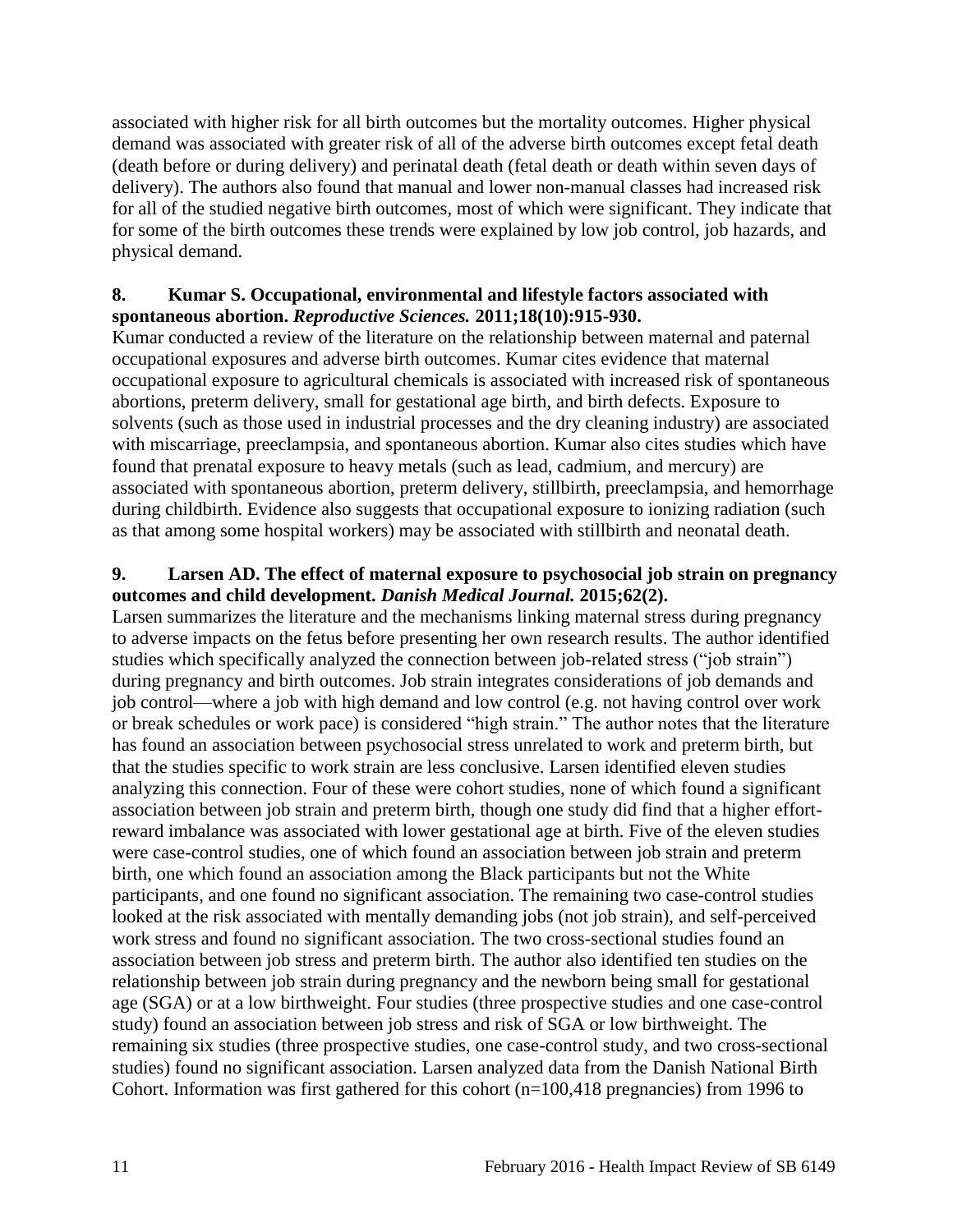associated with higher risk for all birth outcomes but the mortality outcomes. Higher physical demand was associated with greater risk of all of the adverse birth outcomes except fetal death (death before or during delivery) and perinatal death (fetal death or death within seven days of delivery). The authors also found that manual and lower non-manual classes had increased risk for all of the studied negative birth outcomes, most of which were significant. They indicate that for some of the birth outcomes these trends were explained by low job control, job hazards, and physical demand.

**8. Kumar S. Occupational, environmental and lifestyle factors associated with spontaneous abortion. *Reproductive Sciences.* 2011;18(10):915-930.**

Kumar conducted a review of the literature on the relationship between maternal and paternal occupational exposures and adverse birth outcomes. Kumar cites evidence that maternal occupational exposure to agricultural chemicals is associated with increased risk of spontaneous abortions, preterm delivery, small for gestational age birth, and birth defects. Exposure to solvents (such as those used in industrial processes and the dry cleaning industry) are associated with miscarriage, preeclampsia, and spontaneous abortion. Kumar also cites studies which have found that prenatal exposure to heavy metals (such as lead, cadmium, and mercury) are associated with spontaneous abortion, preterm delivery, stillbirth, preeclampsia, and hemorrhage during childbirth. Evidence also suggests that occupational exposure to ionizing radiation (such as that among some hospital workers) may be associated with stillbirth and neonatal death.

**9. Larsen AD. The effect of maternal exposure to psychosocial job strain on pregnancy outcomes and child development. *Danish Medical Journal.* 2015;62(2).**

Larsen summarizes the literature and the mechanisms linking maternal stress during pregnancy to adverse impacts on the fetus before presenting her own research results. The author identified studies which specifically analyzed the connection between job-related stress ("job strain") during pregnancy and birth outcomes. Job strain integrates considerations of job demands and job control—where a job with high demand and low control (e.g. not having control over work or break schedules or work pace) is considered "high strain." The author notes that the literature has found an association between psychosocial stress unrelated to work and preterm birth, but that the studies specific to work strain are less conclusive. Larsen identified eleven studies analyzing this connection. Four of these were cohort studies, none of which found a significant association between job strain and preterm birth, though one study did find that a higher effort-reward imbalance was associated with lower gestational age at birth. Five of the eleven studies were case-control studies, one of which found an association between job strain and preterm birth, one which found an association among the Black participants but not the White participants, and one found no significant association. The remaining two case-control studies looked at the risk associated with mentally demanding jobs (not job strain), and self-perceived work stress and found no significant association. The two cross-sectional studies found an association between job stress and preterm birth. The author also identified ten studies on the relationship between job strain during pregnancy and the newborn being small for gestational age (SGA) or at a low birthweight. Four studies (three prospective studies and one case-control study) found an association between job stress and risk of SGA or low birthweight. The remaining six studies (three prospective studies, one case-control study, and two cross-sectional studies) found no significant association. Larsen analyzed data from the Danish National Birth Cohort. Information was first gathered for this cohort (n=100,418 pregnancies) from 1996 to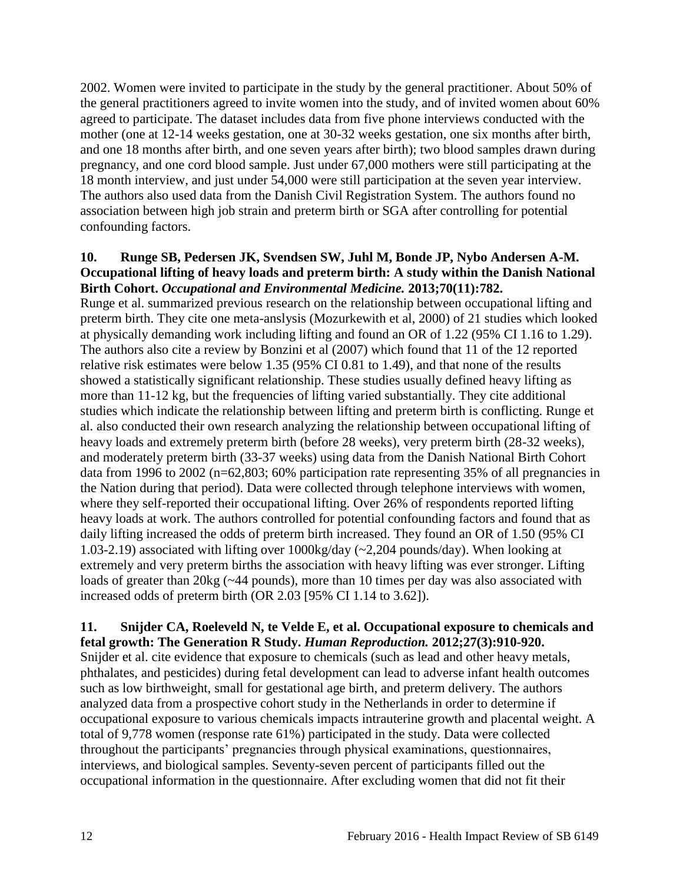2002. Women were invited to participate in the study by the general practitioner. About 50% of the general practitioners agreed to invite women into the study, and of invited women about 60% agreed to participate. The dataset includes data from five phone interviews conducted with the mother (one at 12-14 weeks gestation, one at 30-32 weeks gestation, one six months after birth, and one 18 months after birth, and one seven years after birth); two blood samples drawn during pregnancy, and one cord blood sample. Just under 67,000 mothers were still participating at the 18 month interview, and just under 54,000 were still participation at the seven year interview. The authors also used data from the Danish Civil Registration System. The authors found no association between high job strain and preterm birth or SGA after controlling for potential confounding factors.

**10. Runge SB, Pedersen JK, Svendsen SW, Juhl M, Bonde JP, Nybo Andersen A-M. Occupational lifting of heavy loads and preterm birth: A study within the Danish National Birth Cohort.** ***Occupational and Environmental Medicine.*** **2013;70(11):782.**

Runge et al. summarized previous research on the relationship between occupational lifting and preterm birth. They cite one meta-anslysis (Mozurkewith et al, 2000) of 21 studies which looked at physically demanding work including lifting and found an OR of 1.22 (95% CI 1.16 to 1.29). The authors also cite a review by Bonzini et al (2007) which found that 11 of the 12 reported relative risk estimates were below 1.35 (95% CI 0.81 to 1.49), and that none of the results showed a statistically significant relationship. These studies usually defined heavy lifting as more than 11-12 kg, but the frequencies of lifting varied substantially. They cite additional studies which indicate the relationship between lifting and preterm birth is conflicting. Runge et al. also conducted their own research analyzing the relationship between occupational lifting of heavy loads and extremely preterm birth (before 28 weeks), very preterm birth (28-32 weeks), and moderately preterm birth (33-37 weeks) using data from the Danish National Birth Cohort data from 1996 to 2002 (n=62,803; 60% participation rate representing 35% of all pregnancies in the Nation during that period). Data were collected through telephone interviews with women, where they self-reported their occupational lifting. Over 26% of respondents reported lifting heavy loads at work. The authors controlled for potential confounding factors and found that as daily lifting increased the odds of preterm birth increased. They found an OR of 1.50 (95% CI 1.03-2.19) associated with lifting over 1000kg/day (~2,204 pounds/day). When looking at extremely and very preterm births the association with heavy lifting was ever stronger. Lifting loads of greater than 20kg (~44 pounds), more than 10 times per day was also associated with increased odds of preterm birth (OR 2.03 [95% CI 1.14 to 3.62]).

**11. Snijder CA, Roeleveld N, te Velde E, et al. Occupational exposure to chemicals and fetal growth: The Generation R Study.** ***Human Reproduction.*** **2012;27(3):910-920.**

Snijder et al. cite evidence that exposure to chemicals (such as lead and other heavy metals, phthalates, and pesticides) during fetal development can lead to adverse infant health outcomes such as low birthweight, small for gestational age birth, and preterm delivery. The authors analyzed data from a prospective cohort study in the Netherlands in order to determine if occupational exposure to various chemicals impacts intrauterine growth and placental weight. A total of 9,778 women (response rate 61%) participated in the study. Data were collected throughout the participants' pregnancies through physical examinations, questionnaires, interviews, and biological samples. Seventy-seven percent of participants filled out the occupational information in the questionnaire. After excluding women that did not fit their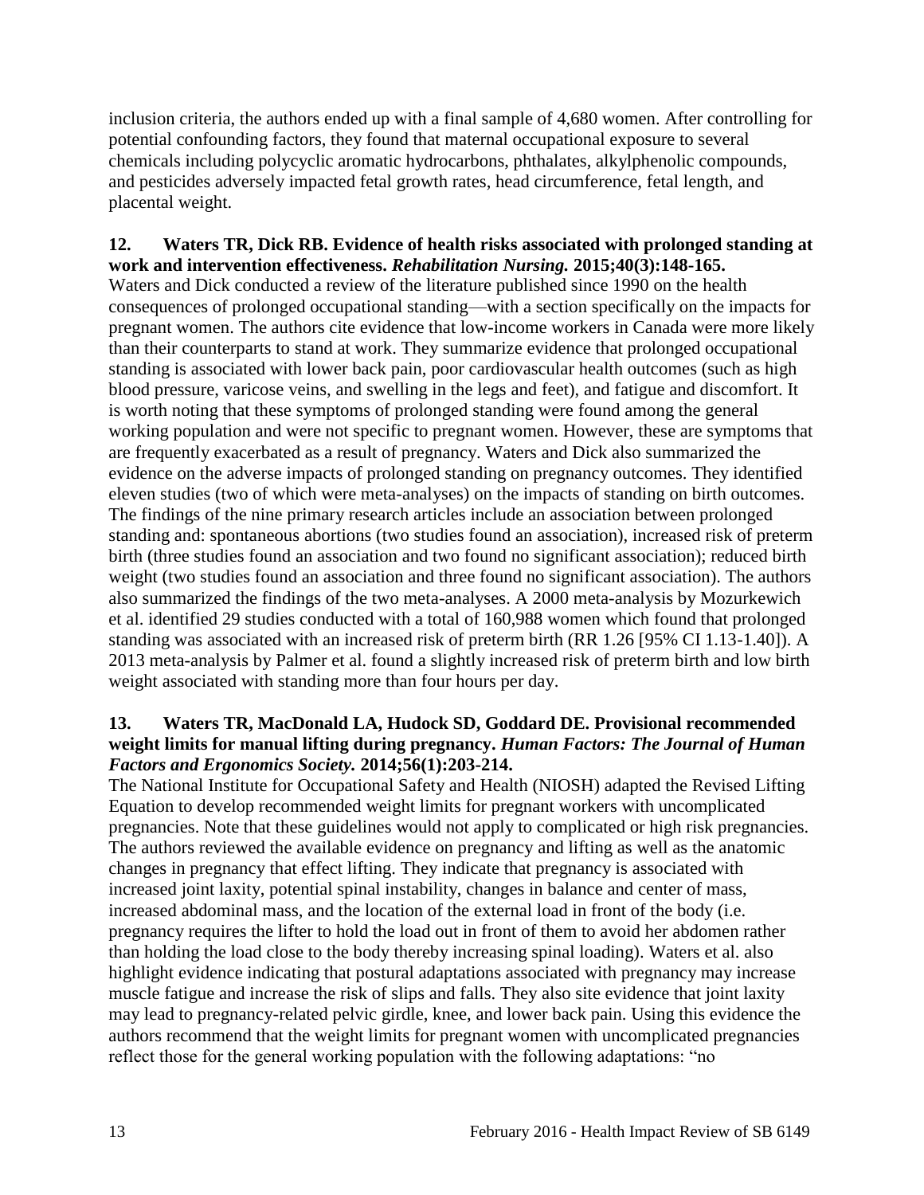inclusion criteria, the authors ended up with a final sample of 4,680 women. After controlling for potential confounding factors, they found that maternal occupational exposure to several chemicals including polycyclic aromatic hydrocarbons, phthalates, alkylphenolic compounds, and pesticides adversely impacted fetal growth rates, head circumference, fetal length, and placental weight.

**12. Waters TR, Dick RB. Evidence of health risks associated with prolonged standing at work and intervention effectiveness. *Rehabilitation Nursing.* 2015;40(3):148-165.**

Waters and Dick conducted a review of the literature published since 1990 on the health consequences of prolonged occupational standing—with a section specifically on the impacts for pregnant women. The authors cite evidence that low-income workers in Canada were more likely than their counterparts to stand at work. They summarize evidence that prolonged occupational standing is associated with lower back pain, poor cardiovascular health outcomes (such as high blood pressure, varicose veins, and swelling in the legs and feet), and fatigue and discomfort. It is worth noting that these symptoms of prolonged standing were found among the general working population and were not specific to pregnant women. However, these are symptoms that are frequently exacerbated as a result of pregnancy. Waters and Dick also summarized the evidence on the adverse impacts of prolonged standing on pregnancy outcomes. They identified eleven studies (two of which were meta-analyses) on the impacts of standing on birth outcomes. The findings of the nine primary research articles include an association between prolonged standing and: spontaneous abortions (two studies found an association), increased risk of preterm birth (three studies found an association and two found no significant association); reduced birth weight (two studies found an association and three found no significant association). The authors also summarized the findings of the two meta-analyses. A 2000 meta-analysis by Mozurkewich et al. identified 29 studies conducted with a total of 160,988 women which found that prolonged standing was associated with an increased risk of preterm birth (RR 1.26 [95% CI 1.13-1.40]). A 2013 meta-analysis by Palmer et al. found a slightly increased risk of preterm birth and low birth weight associated with standing more than four hours per day.

**13. Waters TR, MacDonald LA, Hudock SD, Goddard DE. Provisional recommended weight limits for manual lifting during pregnancy. *Human Factors: The Journal of Human Factors and Ergonomics Society.* 2014;56(1):203-214.**

The National Institute for Occupational Safety and Health (NIOSH) adapted the Revised Lifting Equation to develop recommended weight limits for pregnant workers with uncomplicated pregnancies. Note that these guidelines would not apply to complicated or high risk pregnancies. The authors reviewed the available evidence on pregnancy and lifting as well as the anatomic changes in pregnancy that effect lifting. They indicate that pregnancy is associated with increased joint laxity, potential spinal instability, changes in balance and center of mass, increased abdominal mass, and the location of the external load in front of the body (i.e. pregnancy requires the lifter to hold the load out in front of them to avoid her abdomen rather than holding the load close to the body thereby increasing spinal loading). Waters et al. also highlight evidence indicating that postural adaptations associated with pregnancy may increase muscle fatigue and increase the risk of slips and falls. They also site evidence that joint laxity may lead to pregnancy-related pelvic girdle, knee, and lower back pain. Using this evidence the authors recommend that the weight limits for pregnant women with uncomplicated pregnancies reflect those for the general working population with the following adaptations: "no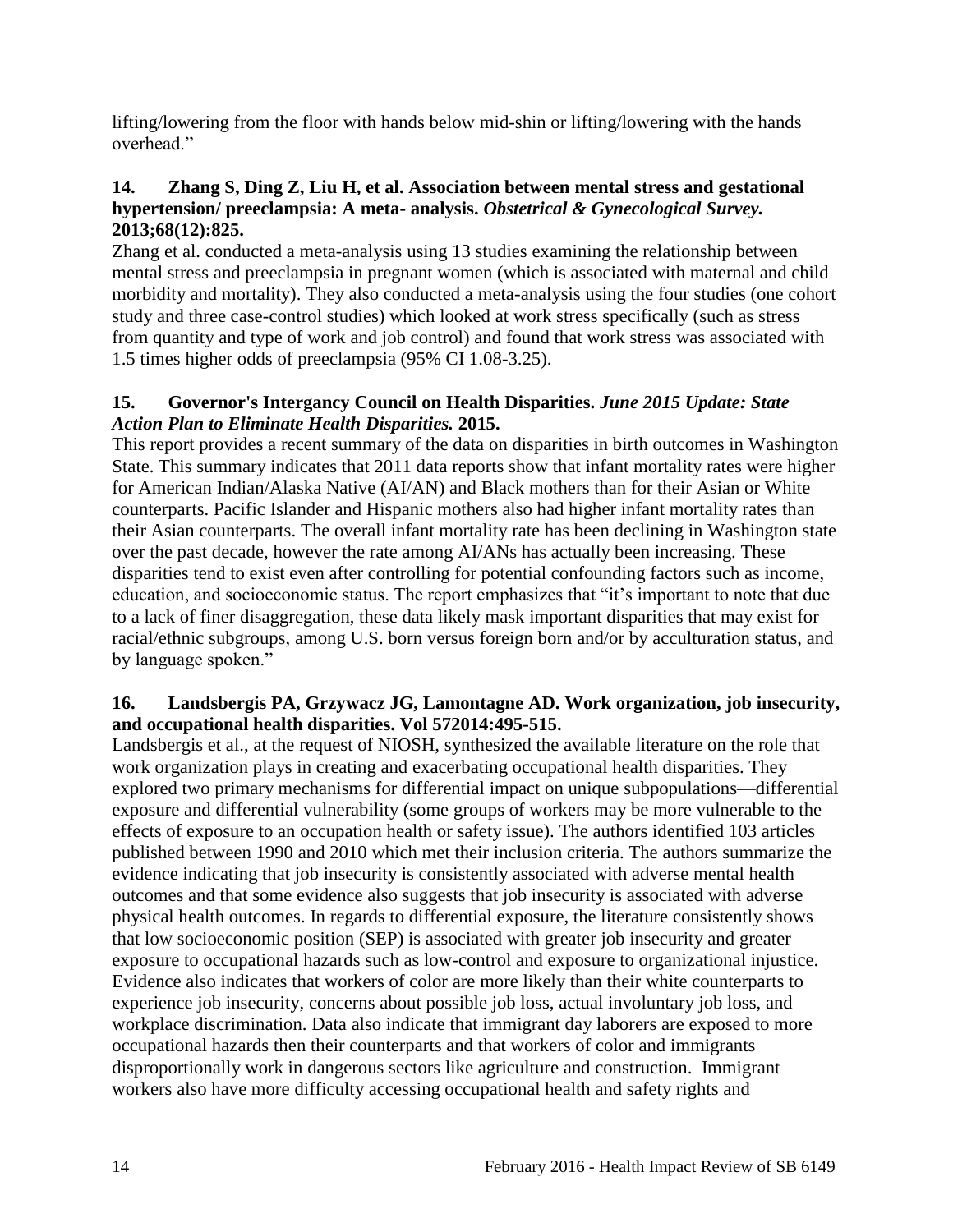lifting/lowering from the floor with hands below mid-shin or lifting/lowering with the hands overhead."

**14. Zhang S, Ding Z, Liu H, et al. Association between mental stress and gestational hypertension/ preeclampsia: A meta- analysis. *Obstetrical & Gynecological Survey.* 2013;68(12):825.**

Zhang et al. conducted a meta-analysis using 13 studies examining the relationship between mental stress and preeclampsia in pregnant women (which is associated with maternal and child morbidity and mortality). They also conducted a meta-analysis using the four studies (one cohort study and three case-control studies) which looked at work stress specifically (such as stress from quantity and type of work and job control) and found that work stress was associated with 1.5 times higher odds of preeclampsia (95% CI 1.08-3.25).

**15. Governor's Intergancy Council on Health Disparities. *June 2015 Update: State Action Plan to Eliminate Health Disparities.* 2015.**

This report provides a recent summary of the data on disparities in birth outcomes in Washington State. This summary indicates that 2011 data reports show that infant mortality rates were higher for American Indian/Alaska Native (AI/AN) and Black mothers than for their Asian or White counterparts. Pacific Islander and Hispanic mothers also had higher infant mortality rates than their Asian counterparts. The overall infant mortality rate has been declining in Washington state over the past decade, however the rate among AI/ANs has actually been increasing. These disparities tend to exist even after controlling for potential confounding factors such as income, education, and socioeconomic status. The report emphasizes that "it's important to note that due to a lack of finer disaggregation, these data likely mask important disparities that may exist for racial/ethnic subgroups, among U.S. born versus foreign born and/or by acculturation status, and by language spoken."

**16. Landsbergis PA, Grzywacz JG, Lamontagne AD. Work organization, job insecurity, and occupational health disparities. Vol 572014:495-515.**

Landsbergis et al., at the request of NIOSH, synthesized the available literature on the role that work organization plays in creating and exacerbating occupational health disparities. They explored two primary mechanisms for differential impact on unique subpopulations—differential exposure and differential vulnerability (some groups of workers may be more vulnerable to the effects of exposure to an occupation health or safety issue). The authors identified 103 articles published between 1990 and 2010 which met their inclusion criteria. The authors summarize the evidence indicating that job insecurity is consistently associated with adverse mental health outcomes and that some evidence also suggests that job insecurity is associated with adverse physical health outcomes. In regards to differential exposure, the literature consistently shows that low socioeconomic position (SEP) is associated with greater job insecurity and greater exposure to occupational hazards such as low-control and exposure to organizational injustice. Evidence also indicates that workers of color are more likely than their white counterparts to experience job insecurity, concerns about possible job loss, actual involuntary job loss, and workplace discrimination. Data also indicate that immigrant day laborers are exposed to more occupational hazards then their counterparts and that workers of color and immigrants disproportionally work in dangerous sectors like agriculture and construction. Immigrant workers also have more difficulty accessing occupational health and safety rights and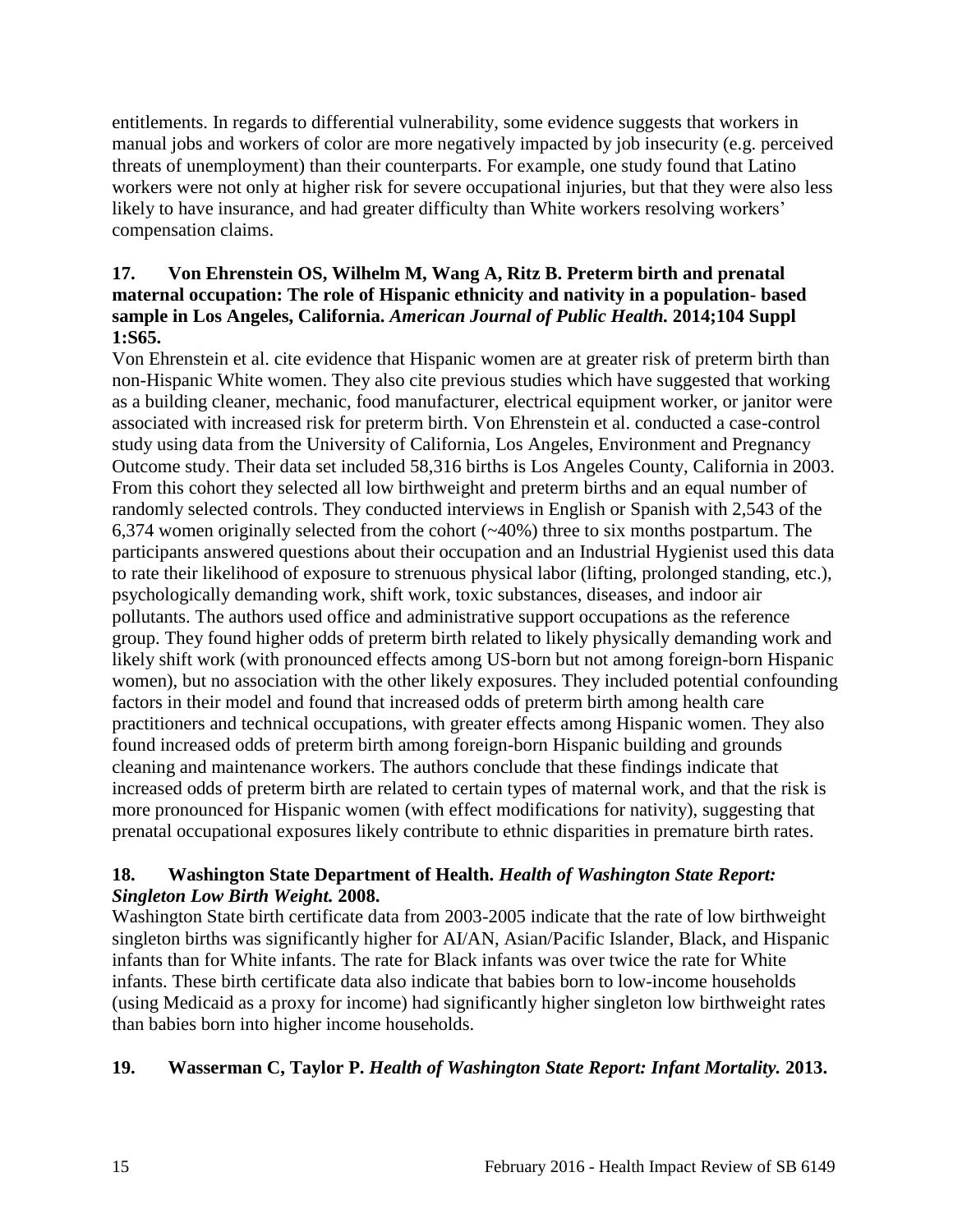entitlements. In regards to differential vulnerability, some evidence suggests that workers in manual jobs and workers of color are more negatively impacted by job insecurity (e.g. perceived threats of unemployment) than their counterparts. For example, one study found that Latino workers were not only at higher risk for severe occupational injuries, but that they were also less likely to have insurance, and had greater difficulty than White workers resolving workers' compensation claims.

**17. Von Ehrenstein OS, Wilhelm M, Wang A, Ritz B. Preterm birth and prenatal maternal occupation: The role of Hispanic ethnicity and nativity in a population- based sample in Los Angeles, California. *American Journal of Public Health.* 2014;104 Suppl 1:S65.**

Von Ehrenstein et al. cite evidence that Hispanic women are at greater risk of preterm birth than non-Hispanic White women. They also cite previous studies which have suggested that working as a building cleaner, mechanic, food manufacturer, electrical equipment worker, or janitor were associated with increased risk for preterm birth. Von Ehrenstein et al. conducted a case-control study using data from the University of California, Los Angeles, Environment and Pregnancy Outcome study. Their data set included 58,316 births is Los Angeles County, California in 2003. From this cohort they selected all low birthweight and preterm births and an equal number of randomly selected controls. They conducted interviews in English or Spanish with 2,543 of the 6,374 women originally selected from the cohort (~40%) three to six months postpartum. The participants answered questions about their occupation and an Industrial Hygienist used this data to rate their likelihood of exposure to strenuous physical labor (lifting, prolonged standing, etc.), psychologically demanding work, shift work, toxic substances, diseases, and indoor air pollutants. The authors used office and administrative support occupations as the reference group. They found higher odds of preterm birth related to likely physically demanding work and likely shift work (with pronounced effects among US-born but not among foreign-born Hispanic women), but no association with the other likely exposures. They included potential confounding factors in their model and found that increased odds of preterm birth among health care practitioners and technical occupations, with greater effects among Hispanic women. They also found increased odds of preterm birth among foreign-born Hispanic building and grounds cleaning and maintenance workers. The authors conclude that these findings indicate that increased odds of preterm birth are related to certain types of maternal work, and that the risk is more pronounced for Hispanic women (with effect modifications for nativity), suggesting that prenatal occupational exposures likely contribute to ethnic disparities in premature birth rates.

**18. Washington State Department of Health. *Health of Washington State Report: Singleton Low Birth Weight.* 2008.**

Washington State birth certificate data from 2003-2005 indicate that the rate of low birthweight singleton births was significantly higher for AI/AN, Asian/Pacific Islander, Black, and Hispanic infants than for White infants. The rate for Black infants was over twice the rate for White infants. These birth certificate data also indicate that babies born to low-income households (using Medicaid as a proxy for income) had significantly higher singleton low birthweight rates than babies born into higher income households.

**19. Wasserman C, Taylor P. *Health of Washington State Report: Infant Mortality.* 2013.**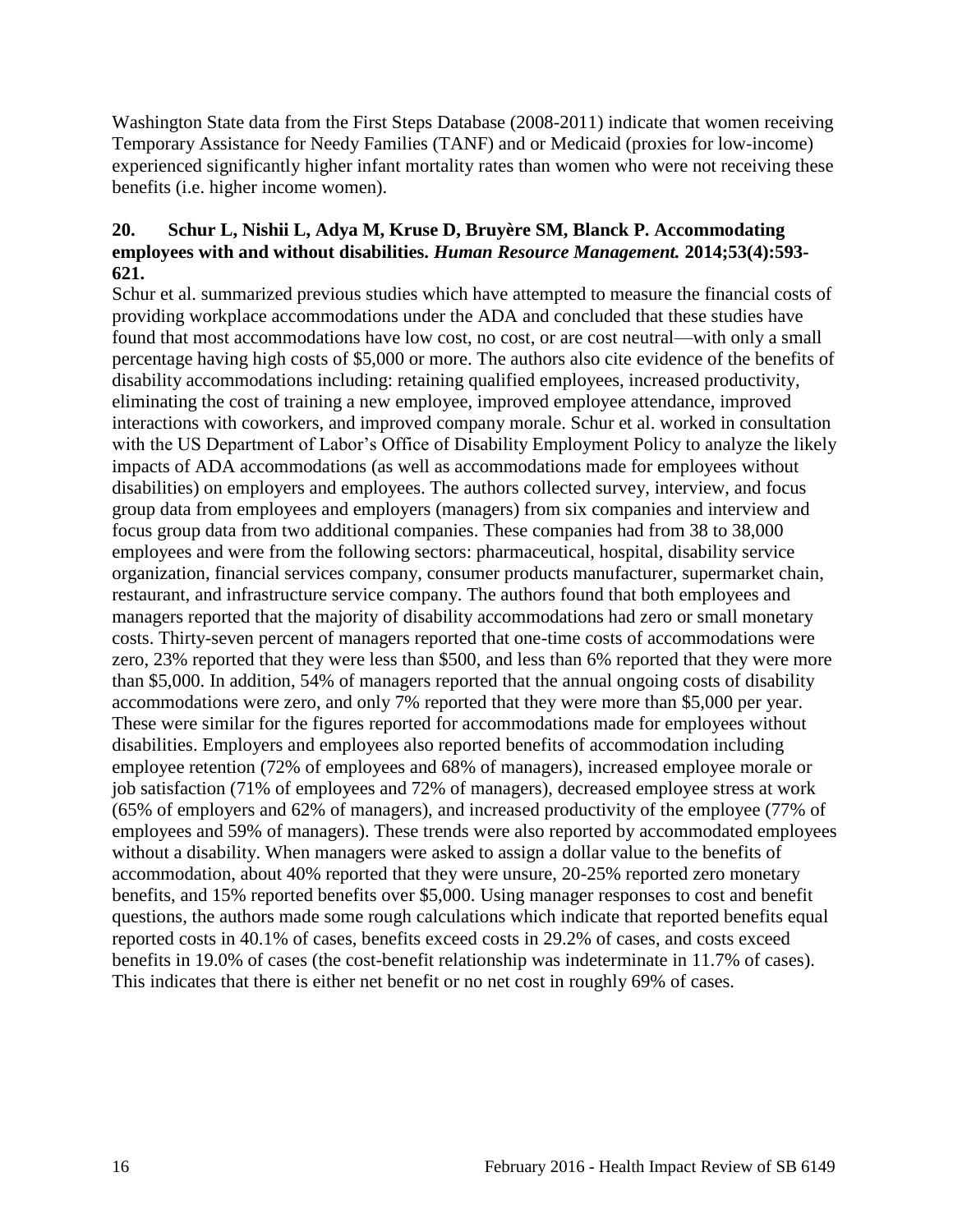Washington State data from the First Steps Database (2008-2011) indicate that women receiving Temporary Assistance for Needy Families (TANF) and or Medicaid (proxies for low-income) experienced significantly higher infant mortality rates than women who were not receiving these benefits (i.e. higher income women).

**20. Schur L, Nishii L, Adya M, Kruse D, Bruyère SM, Blanck P. Accommodating employees with and without disabilities. *Human Resource Management.* 2014;53(4):593-621.**

Schur et al. summarized previous studies which have attempted to measure the financial costs of providing workplace accommodations under the ADA and concluded that these studies have found that most accommodations have low cost, no cost, or are cost neutral—with only a small percentage having high costs of $5,000 or more. The authors also cite evidence of the benefits of disability accommodations including: retaining qualified employees, increased productivity, eliminating the cost of training a new employee, improved employee attendance, improved interactions with coworkers, and improved company morale. Schur et al. worked in consultation with the US Department of Labor's Office of Disability Employment Policy to analyze the likely impacts of ADA accommodations (as well as accommodations made for employees without disabilities) on employers and employees. The authors collected survey, interview, and focus group data from employees and employers (managers) from six companies and interview and focus group data from two additional companies. These companies had from 38 to 38,000 employees and were from the following sectors: pharmaceutical, hospital, disability service organization, financial services company, consumer products manufacturer, supermarket chain, restaurant, and infrastructure service company. The authors found that both employees and managers reported that the majority of disability accommodations had zero or small monetary costs. Thirty-seven percent of managers reported that one-time costs of accommodations were zero, 23% reported that they were less than $500, and less than 6% reported that they were more than $5,000. In addition, 54% of managers reported that the annual ongoing costs of disability accommodations were zero, and only 7% reported that they were more than $5,000 per year. These were similar for the figures reported for accommodations made for employees without disabilities. Employers and employees also reported benefits of accommodation including employee retention (72% of employees and 68% of managers), increased employee morale or job satisfaction (71% of employees and 72% of managers), decreased employee stress at work (65% of employers and 62% of managers), and increased productivity of the employee (77% of employees and 59% of managers). These trends were also reported by accommodated employees without a disability. When managers were asked to assign a dollar value to the benefits of accommodation, about 40% reported that they were unsure, 20-25% reported zero monetary benefits, and 15% reported benefits over $5,000. Using manager responses to cost and benefit questions, the authors made some rough calculations which indicate that reported benefits equal reported costs in 40.1% of cases, benefits exceed costs in 29.2% of cases, and costs exceed benefits in 19.0% of cases (the cost-benefit relationship was indeterminate in 11.7% of cases). This indicates that there is either net benefit or no net cost in roughly 69% of cases.